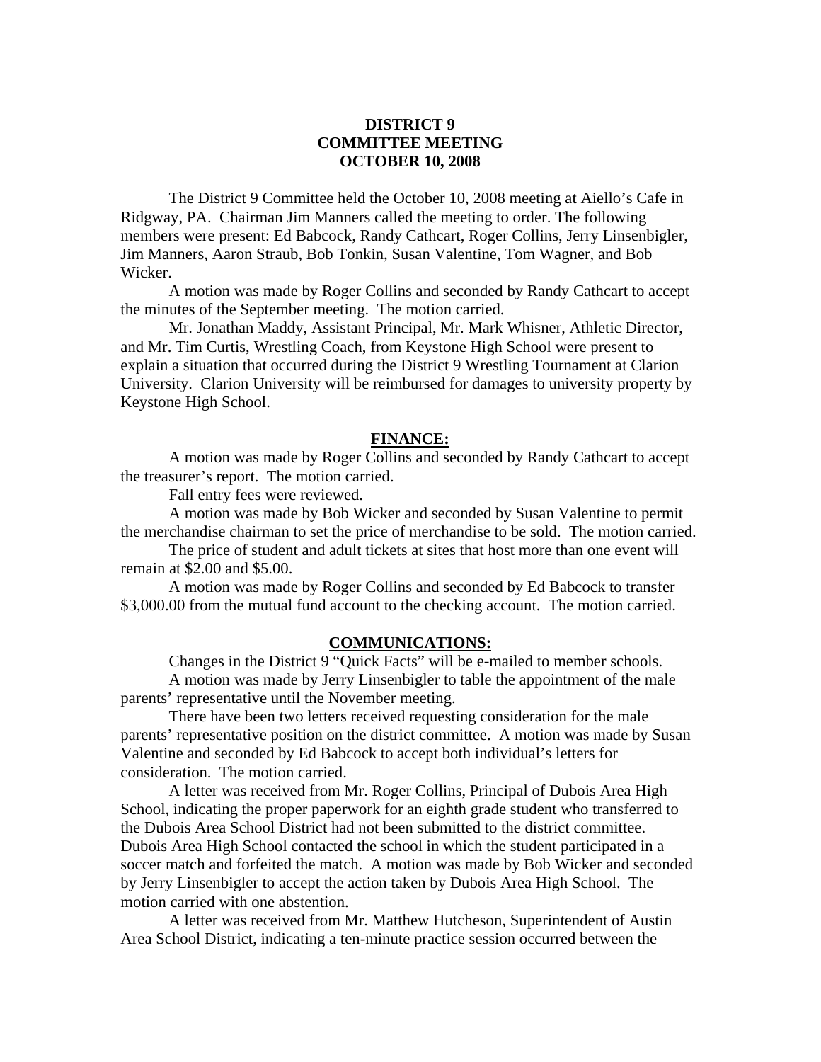**DISTRICT 9**
**COMMITTEE MEETING**
**OCTOBER 10, 2008**

The District 9 Committee held the October 10, 2008 meeting at Aiello's Cafe in Ridgway, PA. Chairman Jim Manners called the meeting to order. The following members were present: Ed Babcock, Randy Cathcart, Roger Collins, Jerry Linsenbigler, Jim Manners, Aaron Straub, Bob Tonkin, Susan Valentine, Tom Wagner, and Bob Wicker.

A motion was made by Roger Collins and seconded by Randy Cathcart to accept the minutes of the September meeting. The motion carried.

Mr. Jonathan Maddy, Assistant Principal, Mr. Mark Whisner, Athletic Director, and Mr. Tim Curtis, Wrestling Coach, from Keystone High School were present to explain a situation that occurred during the District 9 Wrestling Tournament at Clarion University. Clarion University will be reimbursed for damages to university property by Keystone High School.

## FINANCE:

A motion was made by Roger Collins and seconded by Randy Cathcart to accept the treasurer's report. The motion carried.

Fall entry fees were reviewed.

A motion was made by Bob Wicker and seconded by Susan Valentine to permit the merchandise chairman to set the price of merchandise to be sold. The motion carried.

The price of student and adult tickets at sites that host more than one event will remain at $2.00 and $5.00.

A motion was made by Roger Collins and seconded by Ed Babcock to transfer $3,000.00 from the mutual fund account to the checking account. The motion carried.

## COMMUNICATIONS:

Changes in the District 9 "Quick Facts" will be e-mailed to member schools.

A motion was made by Jerry Linsenbigler to table the appointment of the male parents' representative until the November meeting.

There have been two letters received requesting consideration for the male parents' representative position on the district committee. A motion was made by Susan Valentine and seconded by Ed Babcock to accept both individual's letters for consideration. The motion carried.

A letter was received from Mr. Roger Collins, Principal of Dubois Area High School, indicating the proper paperwork for an eighth grade student who transferred to the Dubois Area School District had not been submitted to the district committee. Dubois Area High School contacted the school in which the student participated in a soccer match and forfeited the match. A motion was made by Bob Wicker and seconded by Jerry Linsenbigler to accept the action taken by Dubois Area High School. The motion carried with one abstention.

A letter was received from Mr. Matthew Hutcheson, Superintendent of Austin Area School District, indicating a ten-minute practice session occurred between the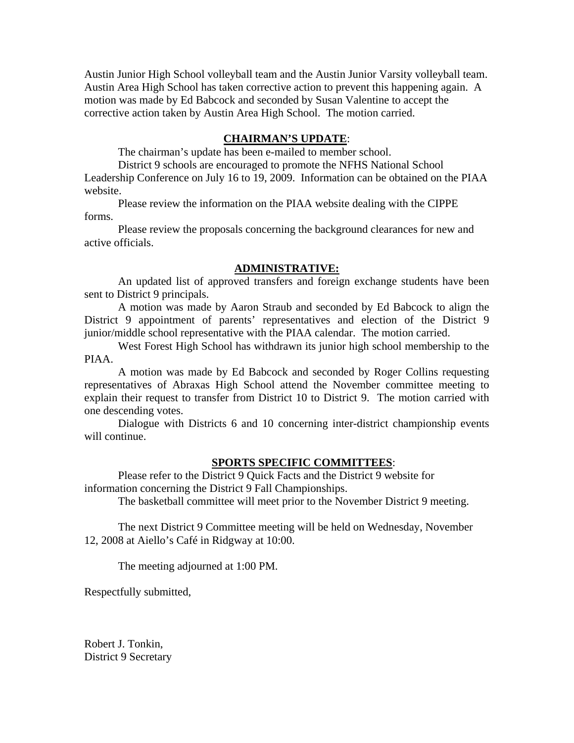Austin Junior High School volleyball team and the Austin Junior Varsity volleyball team. Austin Area High School has taken corrective action to prevent this happening again. A motion was made by Ed Babcock and seconded by Susan Valentine to accept the corrective action taken by Austin Area High School. The motion carried.

## CHAIRMAN'S UPDATE:

The chairman's update has been e-mailed to member school.

District 9 schools are encouraged to promote the NFHS National School Leadership Conference on July 16 to 19, 2009. Information can be obtained on the PIAA website.

Please review the information on the PIAA website dealing with the CIPPE forms.

Please review the proposals concerning the background clearances for new and active officials.

## ADMINISTRATIVE:

An updated list of approved transfers and foreign exchange students have been sent to District 9 principals.

A motion was made by Aaron Straub and seconded by Ed Babcock to align the District 9 appointment of parents' representatives and election of the District 9 junior/middle school representative with the PIAA calendar. The motion carried.

West Forest High School has withdrawn its junior high school membership to the PIAA.

A motion was made by Ed Babcock and seconded by Roger Collins requesting representatives of Abraxas High School attend the November committee meeting to explain their request to transfer from District 10 to District 9. The motion carried with one descending votes.

Dialogue with Districts 6 and 10 concerning inter-district championship events will continue.

## SPORTS SPECIFIC COMMITTEES:

Please refer to the District 9 Quick Facts and the District 9 website for information concerning the District 9 Fall Championships.

The basketball committee will meet prior to the November District 9 meeting.

The next District 9 Committee meeting will be held on Wednesday, November 12, 2008 at Aiello's Café in Ridgway at 10:00.

The meeting adjourned at 1:00 PM.

Respectfully submitted,

Robert J. Tonkin,
District 9 Secretary